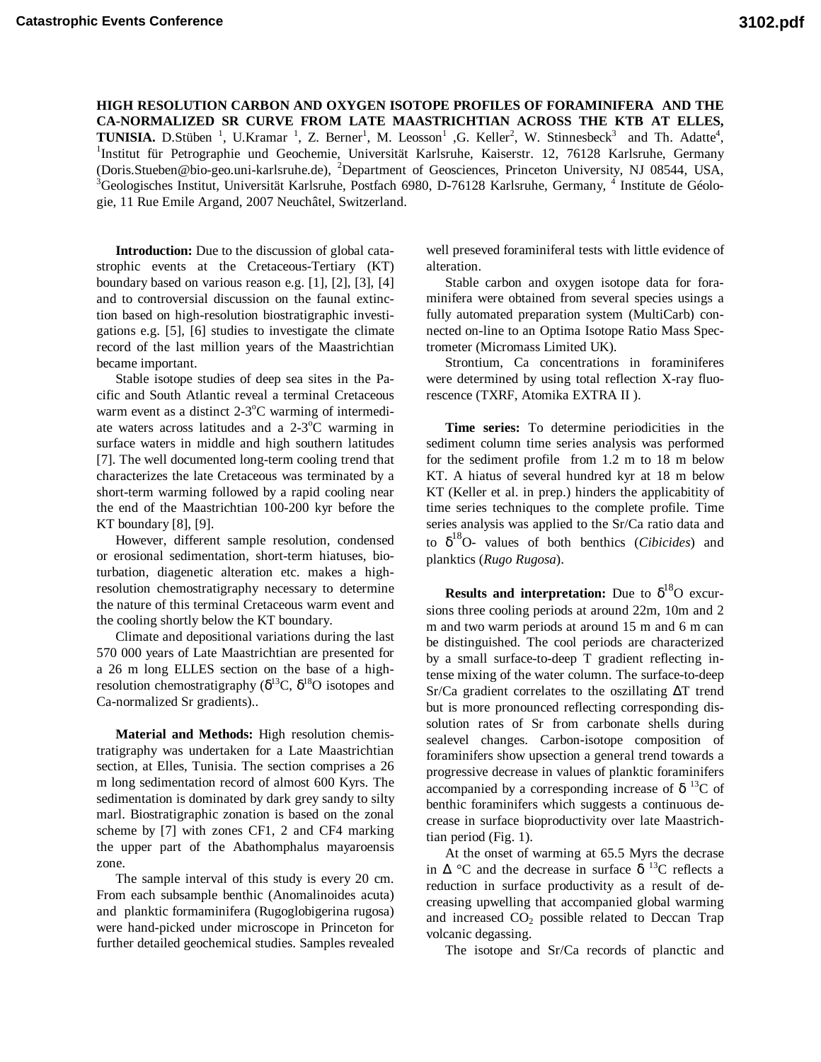# HIGH RESOLUTION CARBON AND OXYGEN ISOTOPE PROFILES OF FORAMINIFERA AND THE CA-NORMALIZED SR CURVE FROM LATE MAASTRICHTIAN ACROSS THE KTB AT ELLES, TUNISIA.

D.Stüben [1], U.Kramar [1], Z. Berner[1], M. Leosson[1] ,G. Keller[2], W. Stinnesbeck[3] and Th. Adatte[4], [1]Institut für Petrographie und Geochemie, Universität Karlsruhe, Kaiserstr. 12, 76128 Karlsruhe, Germany (Doris.Stueben@bio-geo.uni-karlsruhe.de), [2]Department of Geosciences, Princeton University, NJ 08544, USA, [3]Geologisches Institut, Universität Karlsruhe, Postfach 6980, D-76128 Karlsruhe, Germany, [4] Institute de Géologie, 11 Rue Emile Argand, 2007 Neuchâtel, Switzerland.

**Introduction:** Due to the discussion of global catastrophic events at the Cretaceous-Tertiary (KT) boundary based on various reason e.g. [1], [2], [3], [4] and to controversial discussion on the faunal extinction based on high-resolution biostratigraphic investigations e.g. [5], [6] studies to investigate the climate record of the last million years of the Maastrichtian became important.

Stable isotope studies of deep sea sites in the Pacific and South Atlantic reveal a terminal Cretaceous warm event as a distinct 2-3°C warming of intermediate waters across latitudes and a 2-3°C warming in surface waters in middle and high southern latitudes [7]. The well documented long-term cooling trend that characterizes the late Cretaceous was terminated by a short-term warming followed by a rapid cooling near the end of the Maastrichtian 100-200 kyr before the KT boundary [8], [9].

However, different sample resolution, condensed or erosional sedimentation, short-term hiatuses, bioturbation, diagenetic alteration etc. makes a high-resolution chemostratigraphy necessary to determine the nature of this terminal Cretaceous warm event and the cooling shortly below the KT boundary.

Climate and depositional variations during the last 570 000 years of Late Maastrichtian are presented for a 26 m long ELLES section on the base of a high-resolution chemostratigraphy ($\delta^{13}$C, $\delta^{18}$O isotopes and Ca-normalized Sr gradients)..

**Material and Methods:** High resolution chemistratigraphy was undertaken for a Late Maastrichtian section, at Elles, Tunisia. The section comprises a 26 m long sedimentation record of almost 600 Kyrs. The sedimentation is dominated by dark grey sandy to silty marl. Biostratigraphic zonation is based on the zonal scheme by [7] with zones CF1, 2 and CF4 marking the upper part of the Abathomphalus mayaroensis zone.

The sample interval of this study is every 20 cm. From each subsample benthic (Anomalinoides acuta) and planktic formaminifera (Rugoglobigerina rugosa) were hand-picked under microscope in Princeton for further detailed geochemical studies. Samples revealed well preseved foraminiferal tests with little evidence of alteration.

Stable carbon and oxygen isotope data for foraminifera were obtained from several species usings a fully automated preparation system (MultiCarb) connected on-line to an Optima Isotope Ratio Mass Spectrometer (Micromass Limited UK).

Strontium, Ca concentrations in foraminiferes were determined by using total reflection X-ray fluorescence (TXRF, Atomika EXTRA II ).

**Time series:** To determine periodicities in the sediment column time series analysis was performed for the sediment profile from 1.2 m to 18 m below KT. A hiatus of several hundred kyr at 18 m below KT (Keller et al. in prep.) hinders the applicabitity of time series techniques to the complete profile. Time series analysis was applied to the Sr/Ca ratio data and to $\delta^{18}$O- values of both benthics (*Cibicides*) and planktics (*Rugo Rugosa*).

**Results and interpretation:** Due to $\delta^{18}$O excursions three cooling periods at around 22m, 10m and 2 m and two warm periods at around 15 m and 6 m can be distinguished. The cool periods are characterized by a small surface-to-deep T gradient reflecting intense mixing of the water column. The surface-to-deep Sr/Ca gradient correlates to the oszillating $\Delta$T trend but is more pronounced reflecting corresponding dissolution rates of Sr from carbonate shells during sealevel changes. Carbon-isotope composition of foraminifers show upsection a general trend towards a progressive decrease in values of planktic foraminifers accompanied by a corresponding increase of $\delta^{13}$C of benthic foraminifers which suggests a continuous decrease in surface bioproductivity over late Maastrichtian period (Fig. 1).

At the onset of warming at 65.5 Myrs the decrase in $\Delta$ °C and the decrease in surface $\delta^{13}$C reflects a reduction in surface productivity as a result of decreasing upwelling that accompanied global warming and increased $CO_2$ possible related to Deccan Trap volcanic degassing.

The isotope and Sr/Ca records of planctic and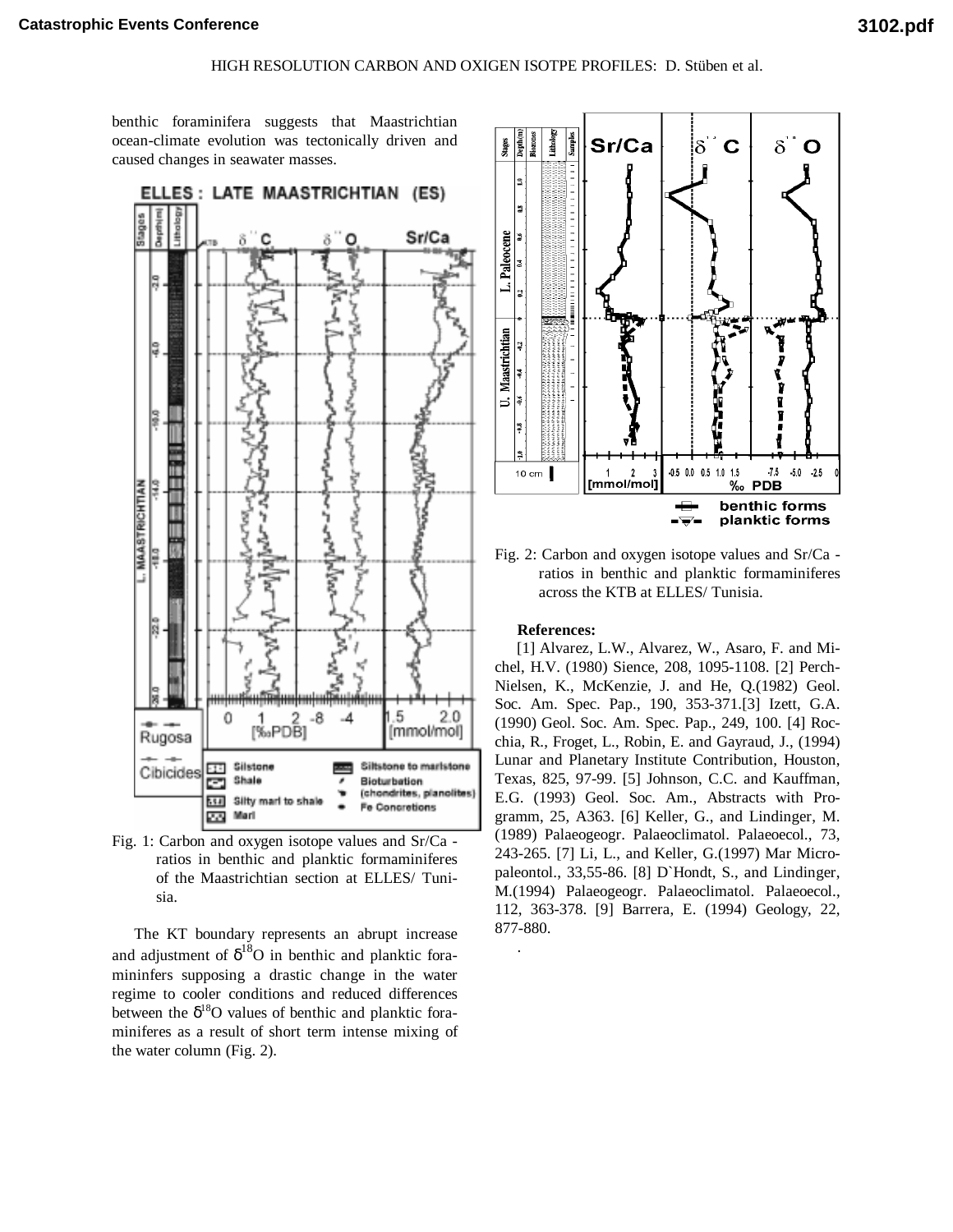benthic foraminifera suggests that Maastrichtian ocean-climate evolution was tectonically driven and caused changes in seawater masses.

ELLES : LATE MAASTRICHTIAN (ES)

Stages Depth(m) Lithology

KTB

δ ¹³C δ ¹⁸O Sr/Ca

L. MAASTRICHTIAN

-2.0 -6.0 -10.0 -14.0 -18.0 -22.0 -26.0

0 1 2 -8 -4 1.5 2.0

[‰PDB] [mmol/mol]

Rugosa

Cibicides

Silstone

Shale

Silty marl to shale

Marl

Siltstone to marlstone

Bioturbation (chondrites, planolites)

Fe Concretions

Fig. 1: Carbon and oxygen isotope values and Sr/Ca - ratios in benthic and planktic formaminiferes of the Maastrichtian section at ELLES/ Tunisia.

The KT boundary represents an abrupt increase and adjustment of $\delta^{18}$O in benthic and planktic foramininfers supposing a drastic change in the water regime to cooler conditions and reduced differences between the $\delta^{18}$O values of benthic and planktic foraminiferes as a result of short term intense mixing of the water column (Fig. 2).

Stages Depth(m) Biozones Lithology Samples

Sr/Ca δ ¹³C δ ¹⁸O

L. Paleocene

U. Maastrichtian

10 cm

1 2 3 [mmol/mol]

-0.5 0.0 0.5 1.0 1.5

-7.5 -5.0 -2.5 0

‰ PDB

benthic forms

planktic forms

Fig. 2: Carbon and oxygen isotope values and Sr/Ca - ratios in benthic and planktic formaminiferes across the KTB at ELLES/ Tunisia.

**References:**

[1] Alvarez, L.W., Alvarez, W., Asaro, F. and Michel, H.V. (1980) Sience, 208, 1095-1108. [2] Perch-Nielsen, K., McKenzie, J. and He, Q.(1982) Geol. Soc. Am. Spec. Pap., 190, 353-371.[3] Izett, G.A. (1990) Geol. Soc. Am. Spec. Pap., 249, 100. [4] Rocchia, R., Froget, L., Robin, E. and Gayraud, J., (1994) Lunar and Planetary Institute Contribution, Houston, Texas, 825, 97-99. [5] Johnson, C.C. and Kauffman, E.G. (1993) Geol. Soc. Am., Abstracts with Programm, 25, A363. [6] Keller, G., and Lindinger, M. (1989) Palaeogeogr. Palaeoclimatol. Palaeoecol., 73, 243-265. [7] Li, L., and Keller, G.(1997) Mar Micropaleontol., 33,55-86. [8] D`Hondt, S., and Lindinger, M.(1994) Palaeogeogr. Palaeoclimatol. Palaeoecol., 112, 363-378. [9] Barrera, E. (1994) Geology, 22, 877-880.